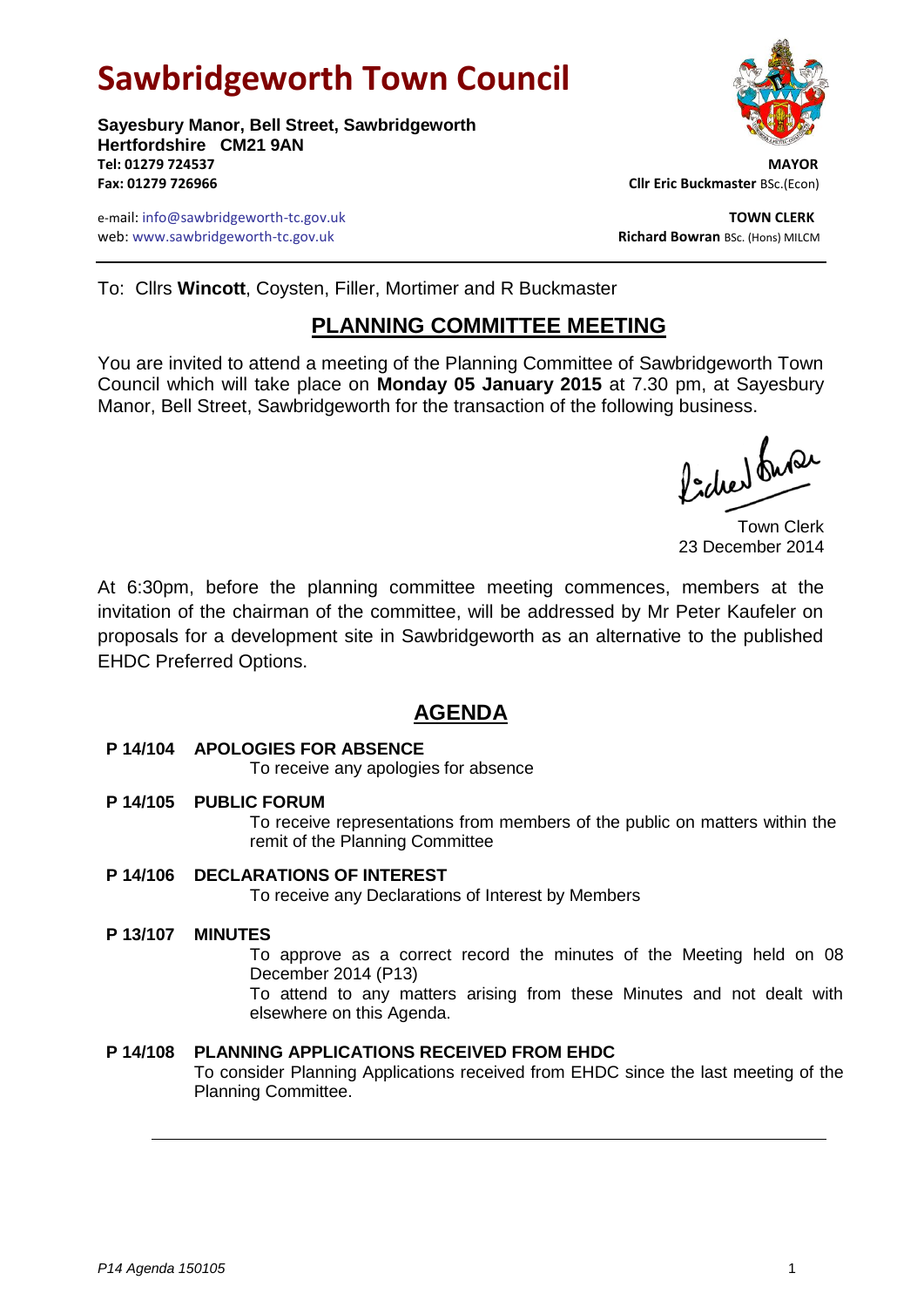# Sawbridgeworth Town Council

**Sayesbury Manor, Bell Street, Sawbridgeworth**
**Hertfordshire CM21 9AN**
**Tel: 01279 724537**
**Fax: 01279 726966**

e-mail: info@sawbridgeworth-tc.gov.uk
web: www.sawbridgeworth-tc.gov.uk

**MAYOR**
**Cllr Eric Buckmaster** BSc.(Econ)

**TOWN CLERK**
**Richard Bowran** BSc. (Hons) MILCM

To: Cllrs **Wincott**, Coysten, Filler, Mortimer and R Buckmaster

## PLANNING COMMITTEE MEETING

You are invited to attend a meeting of the Planning Committee of Sawbridgeworth Town Council which will take place on **Monday 05 January 2015** at 7.30 pm, at Sayesbury Manor, Bell Street, Sawbridgeworth for the transaction of the following business.

Town Clerk
23 December 2014

At 6:30pm, before the planning committee meeting commences, members at the invitation of the chairman of the committee, will be addressed by Mr Peter Kaufeler on proposals for a development site in Sawbridgeworth as an alternative to the published EHDC Preferred Options.

## AGENDA

**P 14/104 APOLOGIES FOR ABSENCE**
To receive any apologies for absence

**P 14/105 PUBLIC FORUM**
To receive representations from members of the public on matters within the remit of the Planning Committee

**P 14/106 DECLARATIONS OF INTEREST**
To receive any Declarations of Interest by Members

**P 13/107 MINUTES**
To approve as a correct record the minutes of the Meeting held on 08 December 2014 (P13)
To attend to any matters arising from these Minutes and not dealt with elsewhere on this Agenda.

**P 14/108 PLANNING APPLICATIONS RECEIVED FROM EHDC**
To consider Planning Applications received from EHDC since the last meeting of the Planning Committee.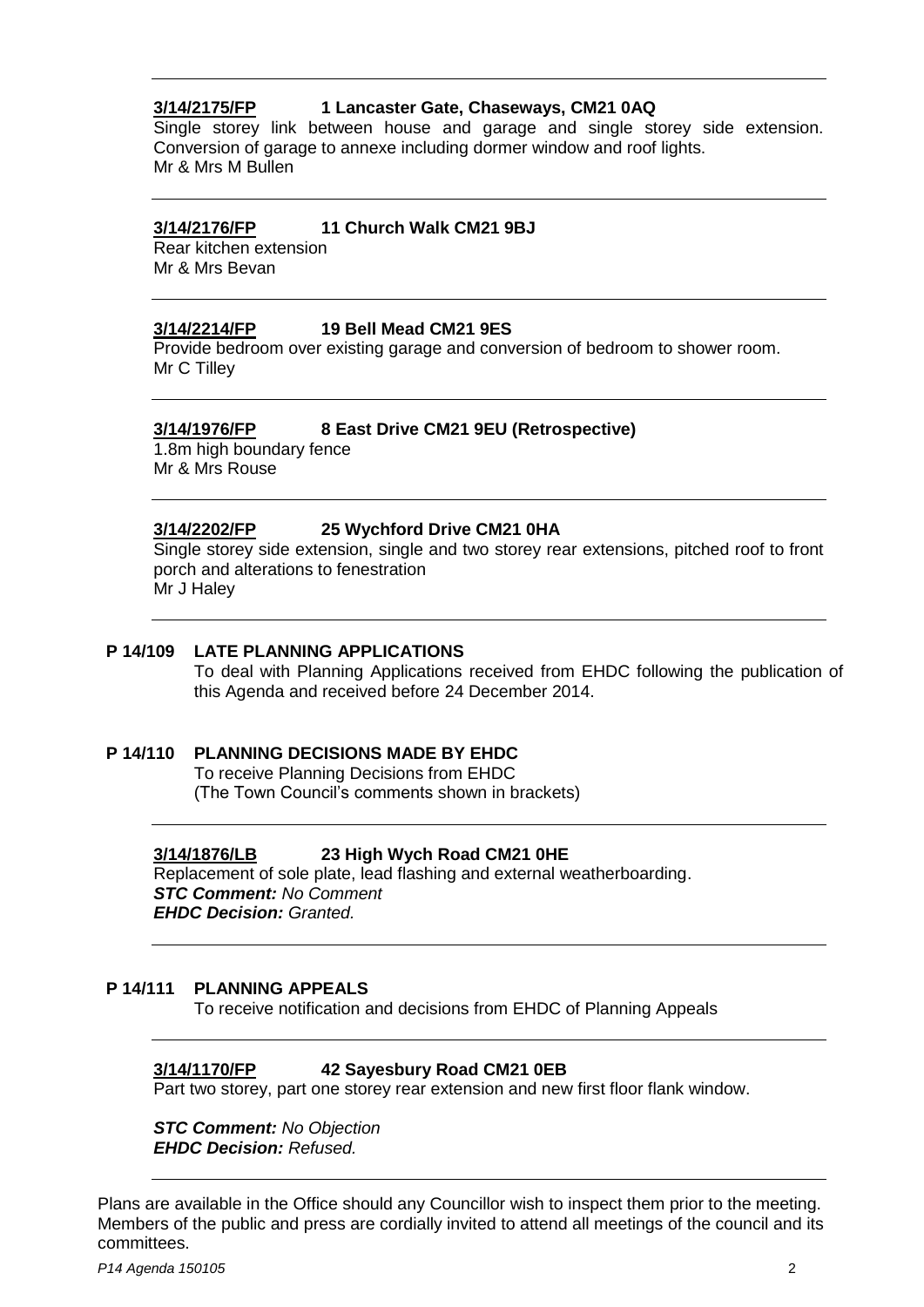**3/14/2175/FP 1 Lancaster Gate, Chaseways, CM21 0AQ**

Single storey link between house and garage and single storey side extension. Conversion of garage to annexe including dormer window and roof lights.
Mr & Mrs M Bullen

---

**3/14/2176/FP 11 Church Walk CM21 9BJ**

Rear kitchen extension
Mr & Mrs Bevan

---

**3/14/2214/FP 19 Bell Mead CM21 9ES**

Provide bedroom over existing garage and conversion of bedroom to shower room.
Mr C Tilley

---

**3/14/1976/FP 8 East Drive CM21 9EU (Retrospective)**

1.8m high boundary fence
Mr & Mrs Rouse

---

**3/14/2202/FP 25 Wychford Drive CM21 0HA**

Single storey side extension, single and two storey rear extensions, pitched roof to front porch and alterations to fenestration
Mr J Haley

---

## P 14/109 LATE PLANNING APPLICATIONS

To deal with Planning Applications received from EHDC following the publication of this Agenda and received before 24 December 2014.

## P 14/110 PLANNING DECISIONS MADE BY EHDC

To receive Planning Decisions from EHDC
(The Town Council's comments shown in brackets)

---

**3/14/1876/LB 23 High Wych Road CM21 0HE**

Replacement of sole plate, lead flashing and external weatherboarding.
***STC Comment:*** *No Comment*
***EHDC Decision:*** *Granted.*

---

## P 14/111 PLANNING APPEALS

To receive notification and decisions from EHDC of Planning Appeals

---

**3/14/1170/FP 42 Sayesbury Road CM21 0EB**

Part two storey, part one storey rear extension and new first floor flank window.

***STC Comment:*** *No Objection*
***EHDC Decision:*** *Refused.*

---

Plans are available in the Office should any Councillor wish to inspect them prior to the meeting. Members of the public and press are cordially invited to attend all meetings of the council and its committees.